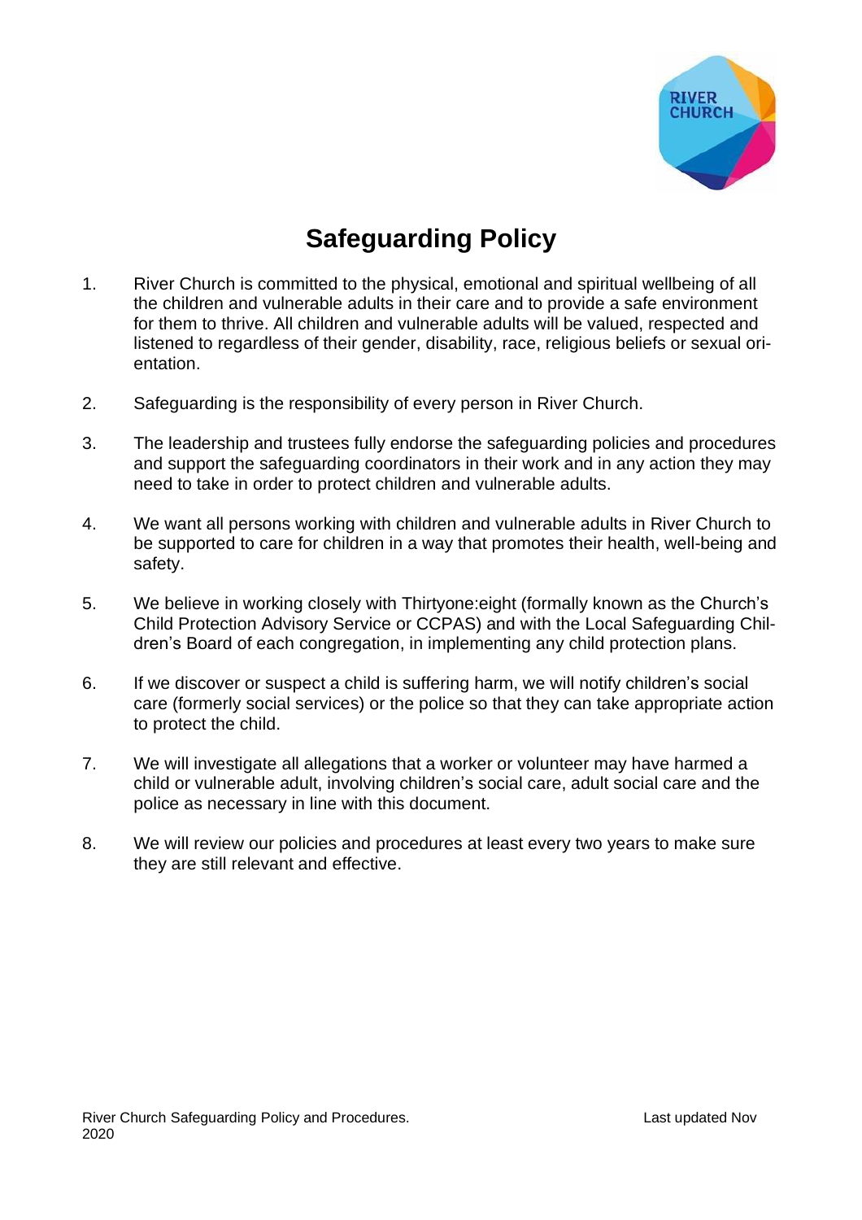# Safeguarding Policy

1. River Church is committed to the physical, emotional and spiritual wellbeing of all the children and vulnerable adults in their care and to provide a safe environment for them to thrive. All children and vulnerable adults will be valued, respected and listened to regardless of their gender, disability, race, religious beliefs or sexual orientation.

2. Safeguarding is the responsibility of every person in River Church.

3. The leadership and trustees fully endorse the safeguarding policies and procedures and support the safeguarding coordinators in their work and in any action they may need to take in order to protect children and vulnerable adults.

4. We want all persons working with children and vulnerable adults in River Church to be supported to care for children in a way that promotes their health, well-being and safety.

5. We believe in working closely with Thirtyone:eight (formally known as the Church's Child Protection Advisory Service or CCPAS) and with the Local Safeguarding Children's Board of each congregation, in implementing any child protection plans.

6. If we discover or suspect a child is suffering harm, we will notify children's social care (formerly social services) or the police so that they can take appropriate action to protect the child.

7. We will investigate all allegations that a worker or volunteer may have harmed a child or vulnerable adult, involving children's social care, adult social care and the police as necessary in line with this document.

8. We will review our policies and procedures at least every two years to make sure they are still relevant and effective.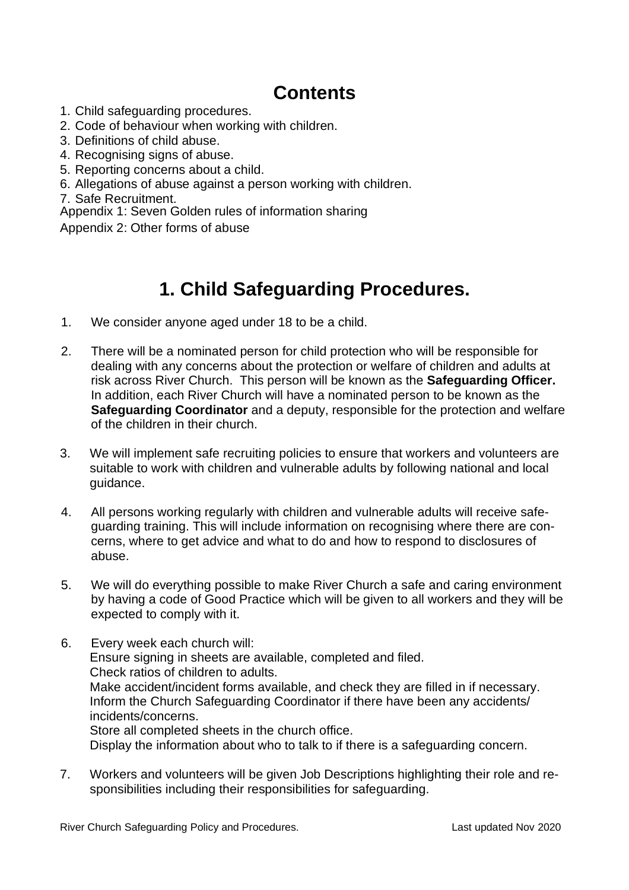## Contents

1. Child safeguarding procedures.
2. Code of behaviour when working with children.
3. Definitions of child abuse.
4. Recognising signs of abuse.
5. Reporting concerns about a child.
6. Allegations of abuse against a person working with children.
7. Safe Recruitment.

Appendix 1: Seven Golden rules of information sharing

Appendix 2: Other forms of abuse

# 1. Child Safeguarding Procedures.

1. We consider anyone aged under 18 to be a child.

2. There will be a nominated person for child protection who will be responsible for dealing with any concerns about the protection or welfare of children and adults at risk across River Church. This person will be known as the **Safeguarding Officer.** In addition, each River Church will have a nominated person to be known as the **Safeguarding Coordinator** and a deputy, responsible for the protection and welfare of the children in their church.

3. We will implement safe recruiting policies to ensure that workers and volunteers are suitable to work with children and vulnerable adults by following national and local guidance.

4. All persons working regularly with children and vulnerable adults will receive safeguarding training. This will include information on recognising where there are concerns, where to get advice and what to do and how to respond to disclosures of abuse.

5. We will do everything possible to make River Church a safe and caring environment by having a code of Good Practice which will be given to all workers and they will be expected to comply with it.

6. Every week each church will:
   Ensure signing in sheets are available, completed and filed.
   Check ratios of children to adults.
   Make accident/incident forms available, and check they are filled in if necessary.
   Inform the Church Safeguarding Coordinator if there have been any accidents/incidents/concerns.
   Store all completed sheets in the church office.
   Display the information about who to talk to if there is a safeguarding concern.

7. Workers and volunteers will be given Job Descriptions highlighting their role and responsibilities including their responsibilities for safeguarding.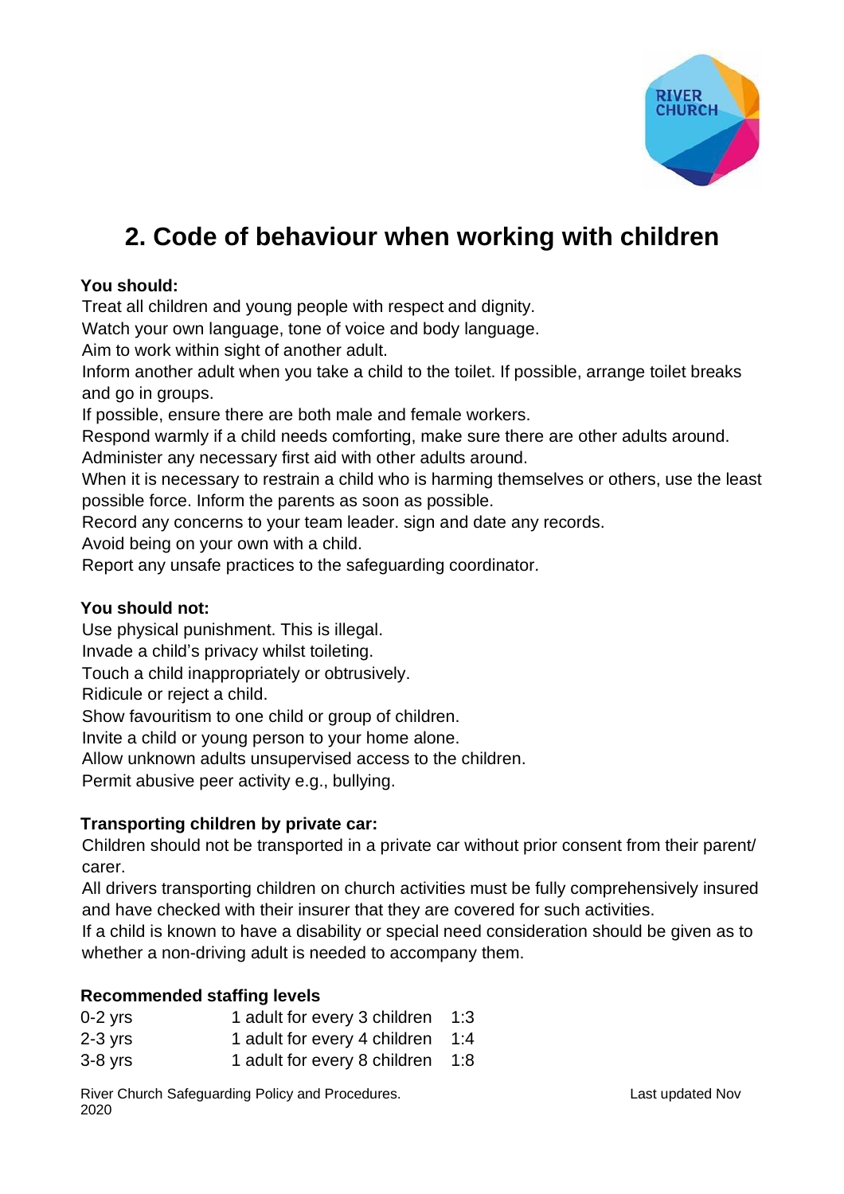## 2. Code of behaviour when working with children

**You should:**

Treat all children and young people with respect and dignity.
Watch your own language, tone of voice and body language.
Aim to work within sight of another adult.
Inform another adult when you take a child to the toilet. If possible, arrange toilet breaks and go in groups.
If possible, ensure there are both male and female workers.
Respond warmly if a child needs comforting, make sure there are other adults around.
Administer any necessary first aid with other adults around.
When it is necessary to restrain a child who is harming themselves or others, use the least possible force. Inform the parents as soon as possible.
Record any concerns to your team leader. sign and date any records.
Avoid being on your own with a child.
Report any unsafe practices to the safeguarding coordinator.

**You should not:**

Use physical punishment. This is illegal.
Invade a child's privacy whilst toileting.
Touch a child inappropriately or obtrusively.
Ridicule or reject a child.
Show favouritism to one child or group of children.
Invite a child or young person to your home alone.
Allow unknown adults unsupervised access to the children.
Permit abusive peer activity e.g., bullying.

**Transporting children by private car:**

Children should not be transported in a private car without prior consent from their parent/ carer.
All drivers transporting children on church activities must be fully comprehensively insured and have checked with their insurer that they are covered for such activities.
If a child is known to have a disability or special need consideration should be given as to whether a non-driving adult is needed to accompany them.

**Recommended staffing levels**

| | | |
|---|---|---|
| 0-2 yrs | 1 adult for every 3 children | 1:3 |
| 2-3 yrs | 1 adult for every 4 children | 1:4 |
| 3-8 yrs | 1 adult for every 8 children | 1:8 |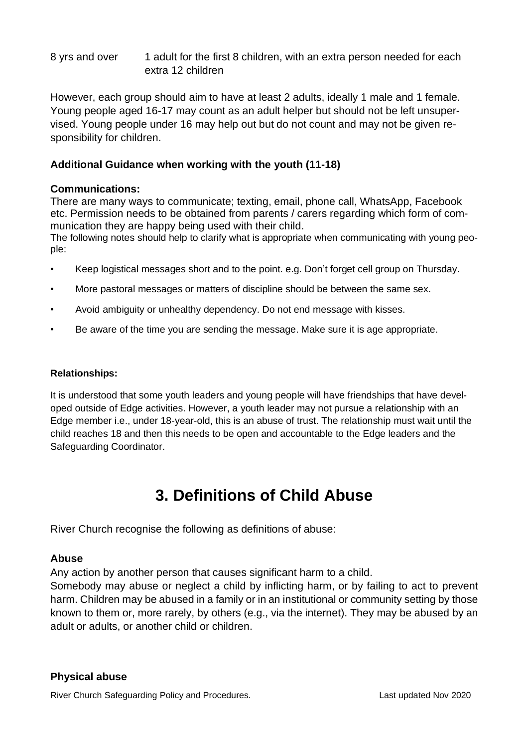8 yrs and over 1 adult for the first 8 children, with an extra person needed for each extra 12 children

However, each group should aim to have at least 2 adults, ideally 1 male and 1 female. Young people aged 16-17 may count as an adult helper but should not be left unsupervised. Young people under 16 may help out but do not count and may not be given responsibility for children.

**Additional Guidance when working with the youth (11-18)**

**Communications:**

There are many ways to communicate; texting, email, phone call, WhatsApp, Facebook etc. Permission needs to be obtained from parents / carers regarding which form of communication they are happy being used with their child.

The following notes should help to clarify what is appropriate when communicating with young people:

- Keep logistical messages short and to the point. e.g. Don't forget cell group on Thursday.
- More pastoral messages or matters of discipline should be between the same sex.
- Avoid ambiguity or unhealthy dependency. Do not end message with kisses.
- Be aware of the time you are sending the message. Make sure it is age appropriate.

**Relationships:**

It is understood that some youth leaders and young people will have friendships that have developed outside of Edge activities. However, a youth leader may not pursue a relationship with an Edge member i.e., under 18-year-old, this is an abuse of trust. The relationship must wait until the child reaches 18 and then this needs to be open and accountable to the Edge leaders and the Safeguarding Coordinator.

# 3. Definitions of Child Abuse

River Church recognise the following as definitions of abuse:

**Abuse**

Any action by another person that causes significant harm to a child.

Somebody may abuse or neglect a child by inflicting harm, or by failing to act to prevent harm. Children may be abused in a family or in an institutional or community setting by those known to them or, more rarely, by others (e.g., via the internet). They may be abused by an adult or adults, or another child or children.

**Physical abuse**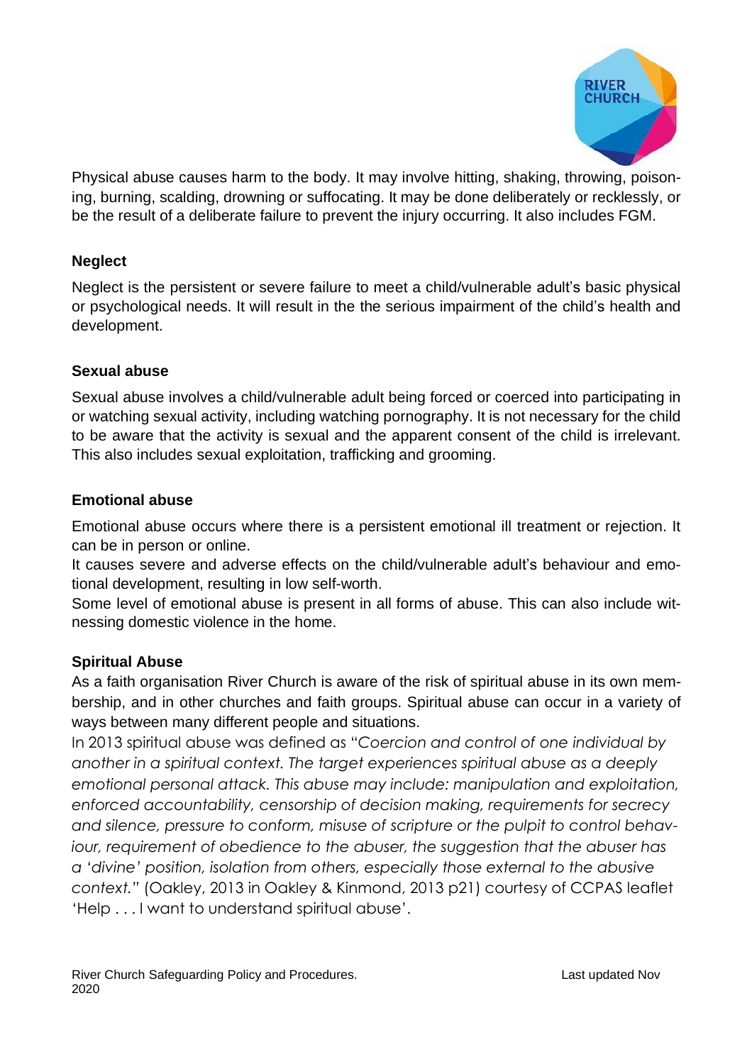Physical abuse causes harm to the body. It may involve hitting, shaking, throwing, poisoning, burning, scalding, drowning or suffocating. It may be done deliberately or recklessly, or be the result of a deliberate failure to prevent the injury occurring. It also includes FGM.

**Neglect**

Neglect is the persistent or severe failure to meet a child/vulnerable adult's basic physical or psychological needs. It will result in the the serious impairment of the child's health and development.

**Sexual abuse**

Sexual abuse involves a child/vulnerable adult being forced or coerced into participating in or watching sexual activity, including watching pornography. It is not necessary for the child to be aware that the activity is sexual and the apparent consent of the child is irrelevant. This also includes sexual exploitation, trafficking and grooming.

**Emotional abuse**

Emotional abuse occurs where there is a persistent emotional ill treatment or rejection. It can be in person or online.

It causes severe and adverse effects on the child/vulnerable adult's behaviour and emotional development, resulting in low self-worth.

Some level of emotional abuse is present in all forms of abuse. This can also include witnessing domestic violence in the home.

**Spiritual Abuse**

As a faith organisation River Church is aware of the risk of spiritual abuse in its own membership, and in other churches and faith groups. Spiritual abuse can occur in a variety of ways between many different people and situations.

In 2013 spiritual abuse was defined as "*Coercion and control of one individual by another in a spiritual context. The target experiences spiritual abuse as a deeply emotional personal attack. This abuse may include: manipulation and exploitation, enforced accountability, censorship of decision making, requirements for secrecy and silence, pressure to conform, misuse of scripture or the pulpit to control behaviour, requirement of obedience to the abuser, the suggestion that the abuser has a 'divine' position, isolation from others, especially those external to the abusive context.*" (Oakley, 2013 in Oakley & Kinmond, 2013 p21) courtesy of CCPAS leaflet 'Help . . . I want to understand spiritual abuse'.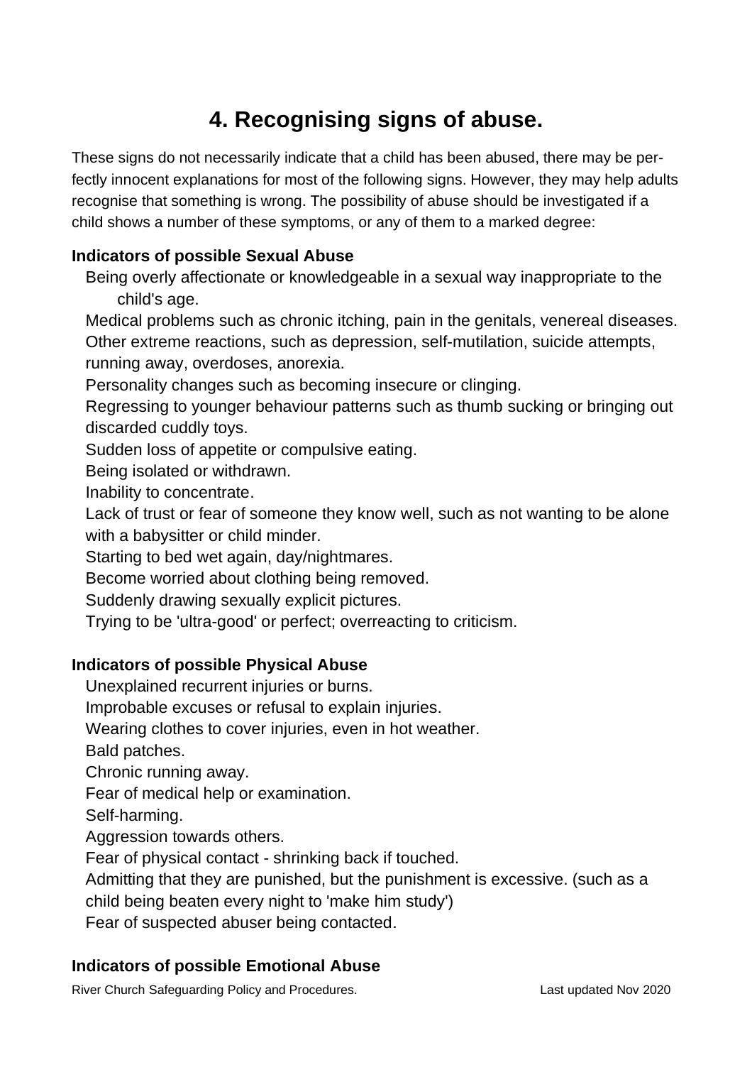# 4. Recognising signs of abuse.

These signs do not necessarily indicate that a child has been abused, there may be perfectly innocent explanations for most of the following signs. However, they may help adults recognise that something is wrong. The possibility of abuse should be investigated if a child shows a number of these symptoms, or any of them to a marked degree:

**Indicators of possible Sexual Abuse**

- Being overly affectionate or knowledgeable in a sexual way inappropriate to the child's age.
- Medical problems such as chronic itching, pain in the genitals, venereal diseases.
- Other extreme reactions, such as depression, self-mutilation, suicide attempts, running away, overdoses, anorexia.
- Personality changes such as becoming insecure or clinging.
- Regressing to younger behaviour patterns such as thumb sucking or bringing out discarded cuddly toys.
- Sudden loss of appetite or compulsive eating.
- Being isolated or withdrawn.
- Inability to concentrate.
- Lack of trust or fear of someone they know well, such as not wanting to be alone with a babysitter or child minder.
- Starting to bed wet again, day/nightmares.
- Become worried about clothing being removed.
- Suddenly drawing sexually explicit pictures.
- Trying to be 'ultra-good' or perfect; overreacting to criticism.

**Indicators of possible Physical Abuse**

- Unexplained recurrent injuries or burns.
- Improbable excuses or refusal to explain injuries.
- Wearing clothes to cover injuries, even in hot weather.
- Bald patches.
- Chronic running away.
- Fear of medical help or examination.
- Self-harming.
- Aggression towards others.
- Fear of physical contact - shrinking back if touched.
- Admitting that they are punished, but the punishment is excessive. (such as a child being beaten every night to 'make him study')
- Fear of suspected abuser being contacted.

**Indicators of possible Emotional Abuse**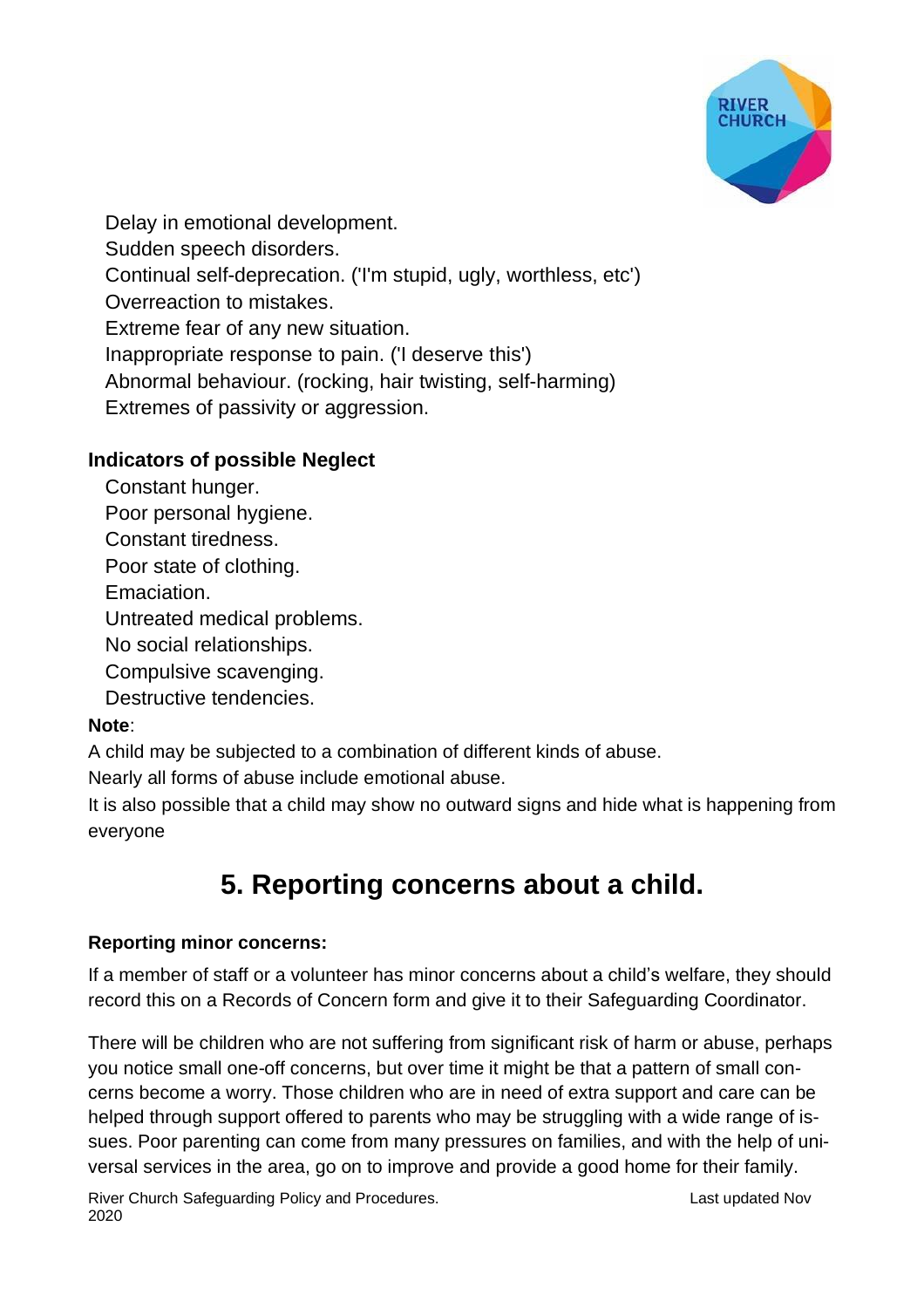- Delay in emotional development.
- Sudden speech disorders.
- Continual self-deprecation. ('I'm stupid, ugly, worthless, etc')
- Overreaction to mistakes.
- Extreme fear of any new situation.
- Inappropriate response to pain. ('I deserve this')
- Abnormal behaviour. (rocking, hair twisting, self-harming)
- Extremes of passivity or aggression.

**Indicators of possible Neglect**

- Constant hunger.
- Poor personal hygiene.
- Constant tiredness.
- Poor state of clothing.
- Emaciation.
- Untreated medical problems.
- No social relationships.
- Compulsive scavenging.
- Destructive tendencies.

**Note**:

A child may be subjected to a combination of different kinds of abuse.

Nearly all forms of abuse include emotional abuse.

It is also possible that a child may show no outward signs and hide what is happening from everyone

# 5. Reporting concerns about a child.

**Reporting minor concerns:**

If a member of staff or a volunteer has minor concerns about a child's welfare, they should record this on a Records of Concern form and give it to their Safeguarding Coordinator.

There will be children who are not suffering from significant risk of harm or abuse, perhaps you notice small one-off concerns, but over time it might be that a pattern of small concerns become a worry. Those children who are in need of extra support and care can be helped through support offered to parents who may be struggling with a wide range of issues. Poor parenting can come from many pressures on families, and with the help of universal services in the area, go on to improve and provide a good home for their family.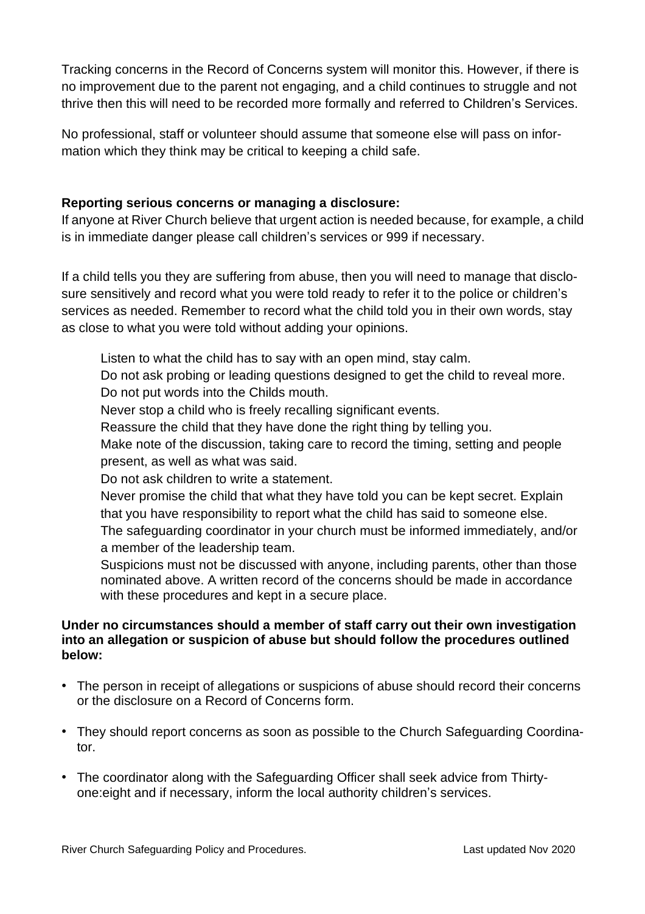Tracking concerns in the Record of Concerns system will monitor this. However, if there is no improvement due to the parent not engaging, and a child continues to struggle and not thrive then this will need to be recorded more formally and referred to Children's Services.

No professional, staff or volunteer should assume that someone else will pass on information which they think may be critical to keeping a child safe.

**Reporting serious concerns or managing a disclosure:**

If anyone at River Church believe that urgent action is needed because, for example, a child is in immediate danger please call children's services or 999 if necessary.

If a child tells you they are suffering from abuse, then you will need to manage that disclosure sensitively and record what you were told ready to refer it to the police or children's services as needed. Remember to record what the child told you in their own words, stay as close to what you were told without adding your opinions.

- Listen to what the child has to say with an open mind, stay calm.
- Do not ask probing or leading questions designed to get the child to reveal more.
- Do not put words into the Childs mouth.
- Never stop a child who is freely recalling significant events.
- Reassure the child that they have done the right thing by telling you.
- Make note of the discussion, taking care to record the timing, setting and people present, as well as what was said.
- Do not ask children to write a statement.
- Never promise the child that what they have told you can be kept secret. Explain that you have responsibility to report what the child has said to someone else.
- The safeguarding coordinator in your church must be informed immediately, and/or a member of the leadership team.
- Suspicions must not be discussed with anyone, including parents, other than those nominated above. A written record of the concerns should be made in accordance with these procedures and kept in a secure place.

**Under no circumstances should a member of staff carry out their own investigation into an allegation or suspicion of abuse but should follow the procedures outlined below:**

- The person in receipt of allegations or suspicions of abuse should record their concerns or the disclosure on a Record of Concerns form.
- They should report concerns as soon as possible to the Church Safeguarding Coordinator.
- The coordinator along with the Safeguarding Officer shall seek advice from Thirty-one:eight and if necessary, inform the local authority children's services.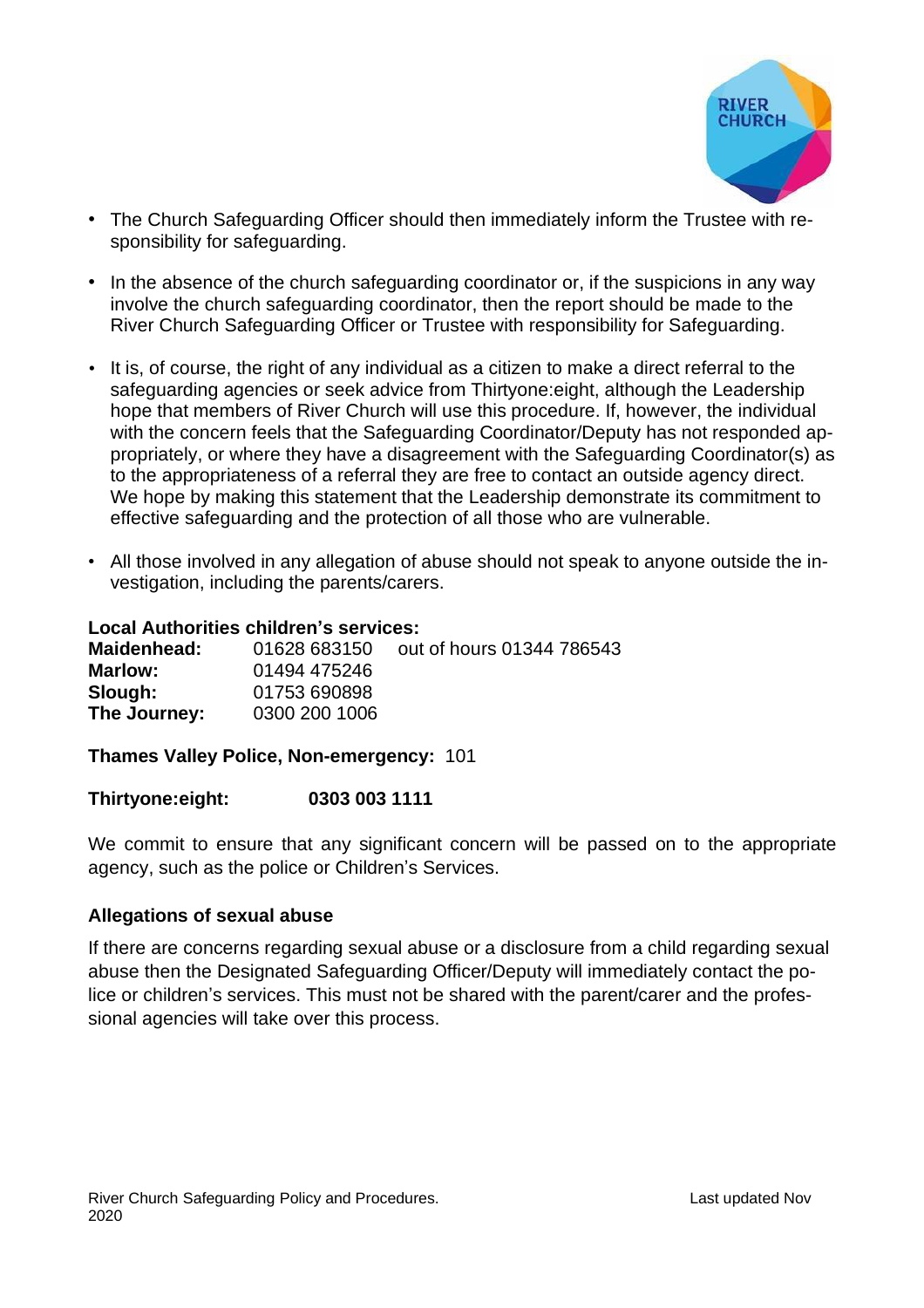- The Church Safeguarding Officer should then immediately inform the Trustee with responsibility for safeguarding.
- In the absence of the church safeguarding coordinator or, if the suspicions in any way involve the church safeguarding coordinator, then the report should be made to the River Church Safeguarding Officer or Trustee with responsibility for Safeguarding.
- It is, of course, the right of any individual as a citizen to make a direct referral to the safeguarding agencies or seek advice from Thirtyone:eight, although the Leadership hope that members of River Church will use this procedure. If, however, the individual with the concern feels that the Safeguarding Coordinator/Deputy has not responded appropriately, or where they have a disagreement with the Safeguarding Coordinator(s) as to the appropriateness of a referral they are free to contact an outside agency direct. We hope by making this statement that the Leadership demonstrate its commitment to effective safeguarding and the protection of all those who are vulnerable.
- All those involved in any allegation of abuse should not speak to anyone outside the investigation, including the parents/carers.

**Local Authorities children's services:**

| | | |
|---|---|---|
| **Maidenhead:** | 01628 683150 | out of hours 01344 786543 |
| **Marlow:** | 01494 475246 | |
| **Slough:** | 01753 690898 | |
| **The Journey:** | 0300 200 1006 | |

**Thames Valley Police, Non-emergency:** 101

**Thirtyone:eight: 0303 003 1111**

We commit to ensure that any significant concern will be passed on to the appropriate agency, such as the police or Children's Services.

**Allegations of sexual abuse**

If there are concerns regarding sexual abuse or a disclosure from a child regarding sexual abuse then the Designated Safeguarding Officer/Deputy will immediately contact the police or children's services. This must not be shared with the parent/carer and the professional agencies will take over this process.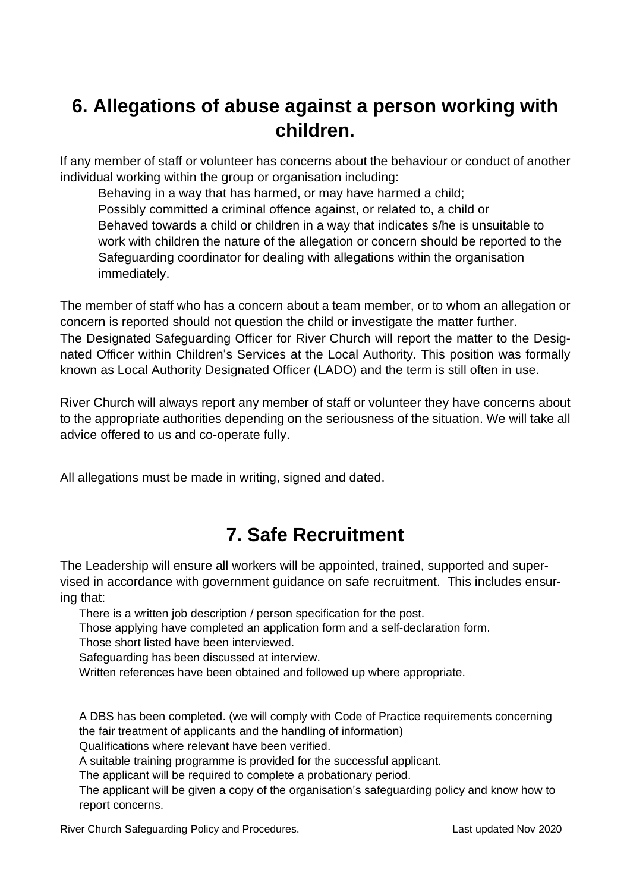## 6. Allegations of abuse against a person working with children.

If any member of staff or volunteer has concerns about the behaviour or conduct of another individual working within the group or organisation including:

- Behaving in a way that has harmed, or may have harmed a child;
- Possibly committed a criminal offence against, or related to, a child or
- Behaved towards a child or children in a way that indicates s/he is unsuitable to work with children the nature of the allegation or concern should be reported to the Safeguarding coordinator for dealing with allegations within the organisation immediately.

The member of staff who has a concern about a team member, or to whom an allegation or concern is reported should not question the child or investigate the matter further.
The Designated Safeguarding Officer for River Church will report the matter to the Designated Officer within Children's Services at the Local Authority. This position was formally known as Local Authority Designated Officer (LADO) and the term is still often in use.

River Church will always report any member of staff or volunteer they have concerns about to the appropriate authorities depending on the seriousness of the situation. We will take all advice offered to us and co-operate fully.

All allegations must be made in writing, signed and dated.

## 7. Safe Recruitment

The Leadership will ensure all workers will be appointed, trained, supported and supervised in accordance with government guidance on safe recruitment. This includes ensuring that:

- There is a written job description / person specification for the post.
- Those applying have completed an application form and a self-declaration form.
- Those short listed have been interviewed.
- Safeguarding has been discussed at interview.
- Written references have been obtained and followed up where appropriate.

- A DBS has been completed. (we will comply with Code of Practice requirements concerning the fair treatment of applicants and the handling of information)
- Qualifications where relevant have been verified.
- A suitable training programme is provided for the successful applicant.
- The applicant will be required to complete a probationary period.
- The applicant will be given a copy of the organisation's safeguarding policy and know how to report concerns.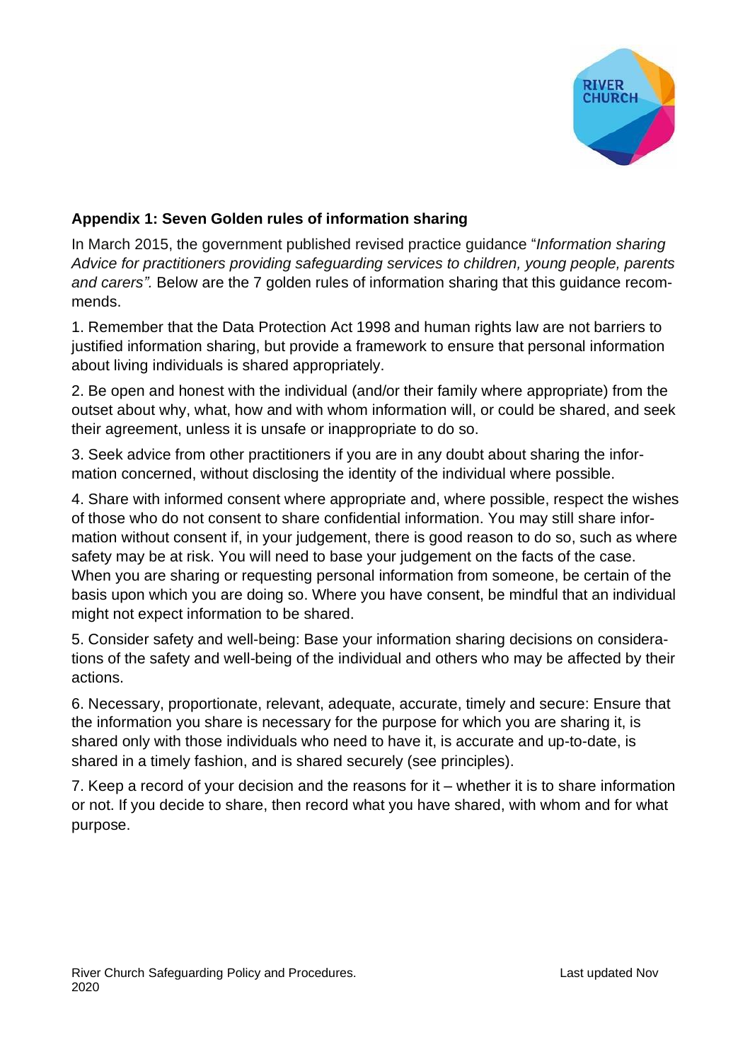**Appendix 1: Seven Golden rules of information sharing**

In March 2015, the government published revised practice guidance "*Information sharing Advice for practitioners providing safeguarding services to children, young people, parents and carers".* Below are the 7 golden rules of information sharing that this guidance recommends.

1. Remember that the Data Protection Act 1998 and human rights law are not barriers to justified information sharing, but provide a framework to ensure that personal information about living individuals is shared appropriately.

2. Be open and honest with the individual (and/or their family where appropriate) from the outset about why, what, how and with whom information will, or could be shared, and seek their agreement, unless it is unsafe or inappropriate to do so.

3. Seek advice from other practitioners if you are in any doubt about sharing the information concerned, without disclosing the identity of the individual where possible.

4. Share with informed consent where appropriate and, where possible, respect the wishes of those who do not consent to share confidential information. You may still share information without consent if, in your judgement, there is good reason to do so, such as where safety may be at risk. You will need to base your judgement on the facts of the case. When you are sharing or requesting personal information from someone, be certain of the basis upon which you are doing so. Where you have consent, be mindful that an individual might not expect information to be shared.

5. Consider safety and well-being: Base your information sharing decisions on considerations of the safety and well-being of the individual and others who may be affected by their actions.

6. Necessary, proportionate, relevant, adequate, accurate, timely and secure: Ensure that the information you share is necessary for the purpose for which you are sharing it, is shared only with those individuals who need to have it, is accurate and up-to-date, is shared in a timely fashion, and is shared securely (see principles).

7. Keep a record of your decision and the reasons for it – whether it is to share information or not. If you decide to share, then record what you have shared, with whom and for what purpose.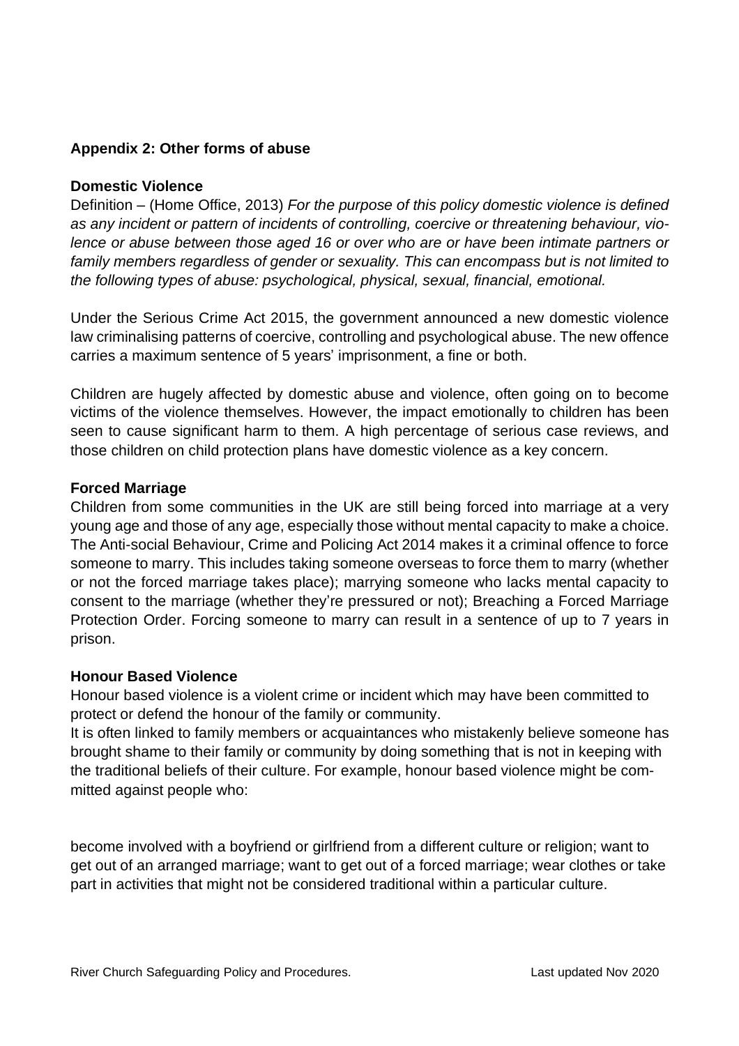**Appendix 2: Other forms of abuse**

**Domestic Violence**

Definition – (Home Office, 2013) *For the purpose of this policy domestic violence is defined as any incident or pattern of incidents of controlling, coercive or threatening behaviour, violence or abuse between those aged 16 or over who are or have been intimate partners or family members regardless of gender or sexuality. This can encompass but is not limited to the following types of abuse: psychological, physical, sexual, financial, emotional.*

Under the Serious Crime Act 2015, the government announced a new domestic violence law criminalising patterns of coercive, controlling and psychological abuse. The new offence carries a maximum sentence of 5 years' imprisonment, a fine or both.

Children are hugely affected by domestic abuse and violence, often going on to become victims of the violence themselves. However, the impact emotionally to children has been seen to cause significant harm to them. A high percentage of serious case reviews, and those children on child protection plans have domestic violence as a key concern.

**Forced Marriage**

Children from some communities in the UK are still being forced into marriage at a very young age and those of any age, especially those without mental capacity to make a choice. The Anti-social Behaviour, Crime and Policing Act 2014 makes it a criminal offence to force someone to marry. This includes taking someone overseas to force them to marry (whether or not the forced marriage takes place); marrying someone who lacks mental capacity to consent to the marriage (whether they're pressured or not); Breaching a Forced Marriage Protection Order. Forcing someone to marry can result in a sentence of up to 7 years in prison.

**Honour Based Violence**

Honour based violence is a violent crime or incident which may have been committed to protect or defend the honour of the family or community.

It is often linked to family members or acquaintances who mistakenly believe someone has brought shame to their family or community by doing something that is not in keeping with the traditional beliefs of their culture. For example, honour based violence might be committed against people who:

become involved with a boyfriend or girlfriend from a different culture or religion; want to get out of an arranged marriage; want to get out of a forced marriage; wear clothes or take part in activities that might not be considered traditional within a particular culture.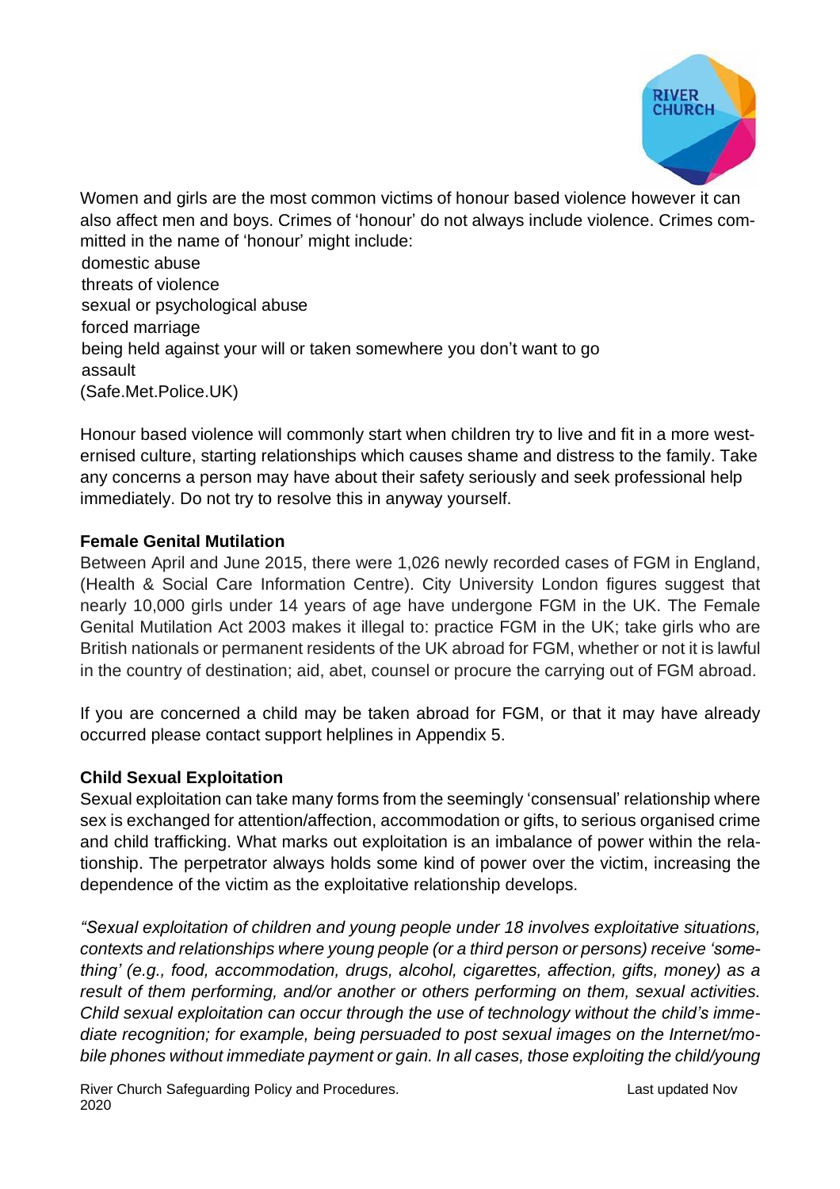Women and girls are the most common victims of honour based violence however it can also affect men and boys. Crimes of 'honour' do not always include violence. Crimes committed in the name of 'honour' might include:

- domestic abuse
- threats of violence
- sexual or psychological abuse
- forced marriage
- being held against your will or taken somewhere you don't want to go
- assault

(Safe.Met.Police.UK)

Honour based violence will commonly start when children try to live and fit in a more westernised culture, starting relationships which causes shame and distress to the family. Take any concerns a person may have about their safety seriously and seek professional help immediately. Do not try to resolve this in anyway yourself.

**Female Genital Mutilation**

Between April and June 2015, there were 1,026 newly recorded cases of FGM in England, (Health & Social Care Information Centre). City University London figures suggest that nearly 10,000 girls under 14 years of age have undergone FGM in the UK. The Female Genital Mutilation Act 2003 makes it illegal to: practice FGM in the UK; take girls who are British nationals or permanent residents of the UK abroad for FGM, whether or not it is lawful in the country of destination; aid, abet, counsel or procure the carrying out of FGM abroad.

If you are concerned a child may be taken abroad for FGM, or that it may have already occurred please contact support helplines in Appendix 5.

**Child Sexual Exploitation**

Sexual exploitation can take many forms from the seemingly 'consensual' relationship where sex is exchanged for attention/affection, accommodation or gifts, to serious organised crime and child trafficking. What marks out exploitation is an imbalance of power within the relationship. The perpetrator always holds some kind of power over the victim, increasing the dependence of the victim as the exploitative relationship develops.

*"Sexual exploitation of children and young people under 18 involves exploitative situations, contexts and relationships where young people (or a third person or persons) receive 'something' (e.g., food, accommodation, drugs, alcohol, cigarettes, affection, gifts, money) as a result of them performing, and/or another or others performing on them, sexual activities. Child sexual exploitation can occur through the use of technology without the child's immediate recognition; for example, being persuaded to post sexual images on the Internet/mobile phones without immediate payment or gain. In all cases, those exploiting the child/young*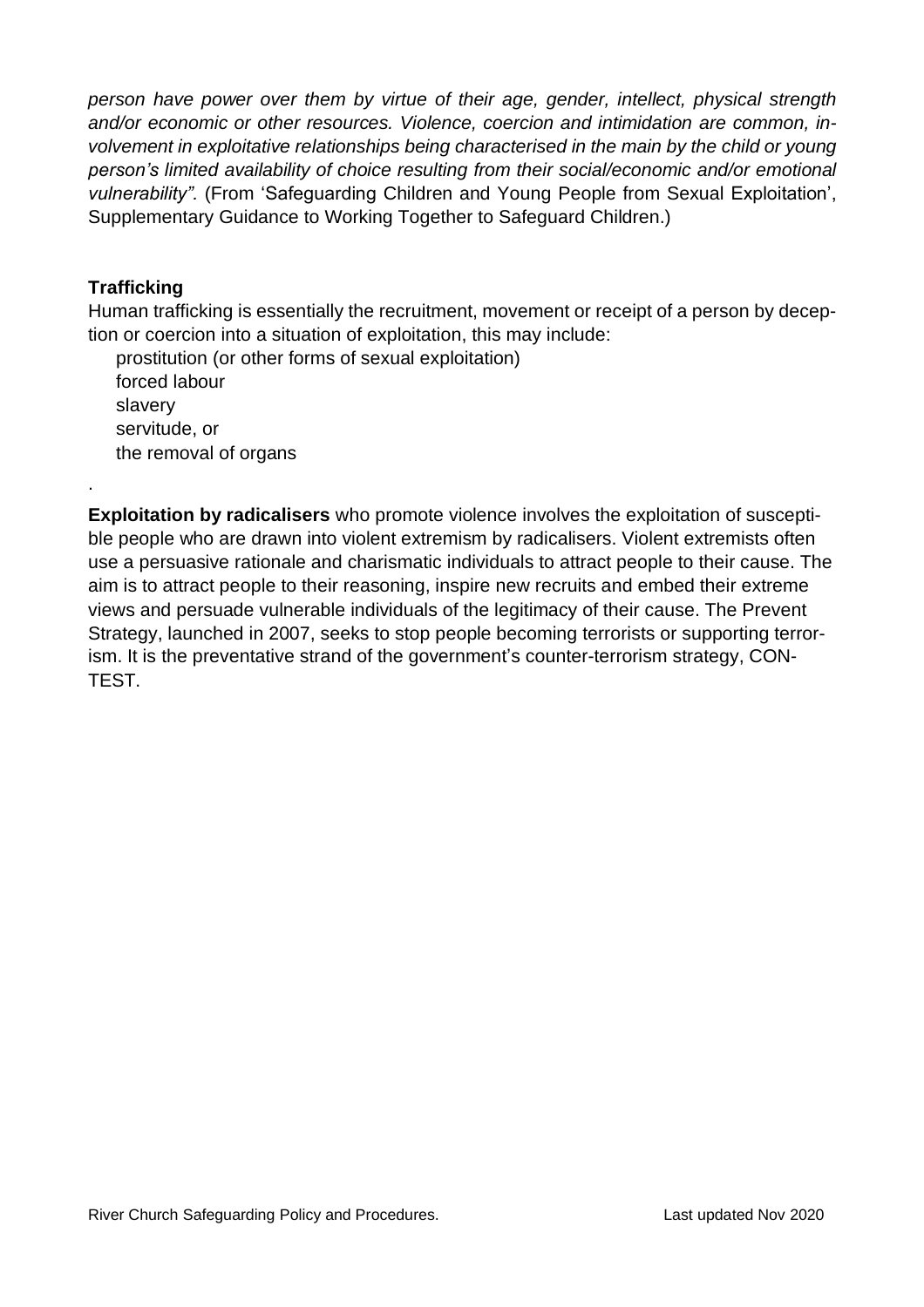*person have power over them by virtue of their age, gender, intellect, physical strength and/or economic or other resources. Violence, coercion and intimidation are common, involvement in exploitative relationships being characterised in the main by the child or young person's limited availability of choice resulting from their social/economic and/or emotional vulnerability".* (From 'Safeguarding Children and Young People from Sexual Exploitation', Supplementary Guidance to Working Together to Safeguard Children.)

**Trafficking**

Human trafficking is essentially the recruitment, movement or receipt of a person by deception or coercion into a situation of exploitation, this may include:

- prostitution (or other forms of sexual exploitation)
- forced labour
- slavery
- servitude, or
- the removal of organs

.

**Exploitation by radicalisers** who promote violence involves the exploitation of susceptible people who are drawn into violent extremism by radicalisers. Violent extremists often use a persuasive rationale and charismatic individuals to attract people to their cause. The aim is to attract people to their reasoning, inspire new recruits and embed their extreme views and persuade vulnerable individuals of the legitimacy of their cause. The Prevent Strategy, launched in 2007, seeks to stop people becoming terrorists or supporting terrorism. It is the preventative strand of the government's counter-terrorism strategy, CONTEST.